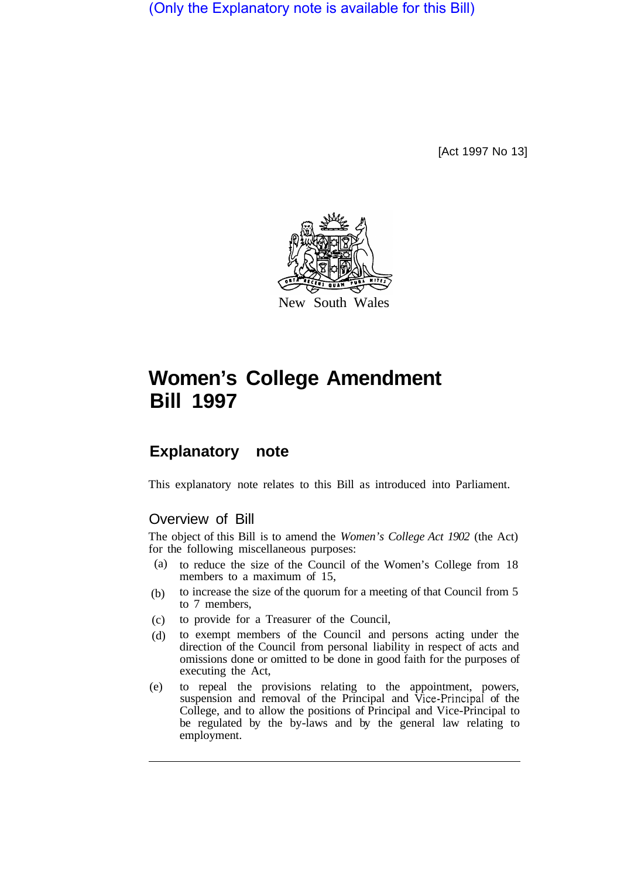(Only the Explanatory note is available for this Bill)

[Act 1997 No 13]

New South Wales

# Women's College Amendment Bill 1997

## Explanatory note

This explanatory note relates to this Bill as introduced into Parliament.

### Overview of Bill

The object of this Bill is to amend the *Women's College Act 1902* (the Act) for the following miscellaneous purposes:

(a) to reduce the size of the Council of the Women's College from 18 members to a maximum of 15,

(b) to increase the size of the quorum for a meeting of that Council from 5 to 7 members,

(c) to provide for a Treasurer of the Council,

(d) to exempt members of the Council and persons acting under the direction of the Council from personal liability in respect of acts and omissions done or omitted to be done in good faith for the purposes of executing the Act,

(e) to repeal the provisions relating to the appointment, powers, suspension and removal of the Principal and Vice-Principal of the College, and to allow the positions of Principal and Vice-Principal to be regulated by the by-laws and by the general law relating to employment.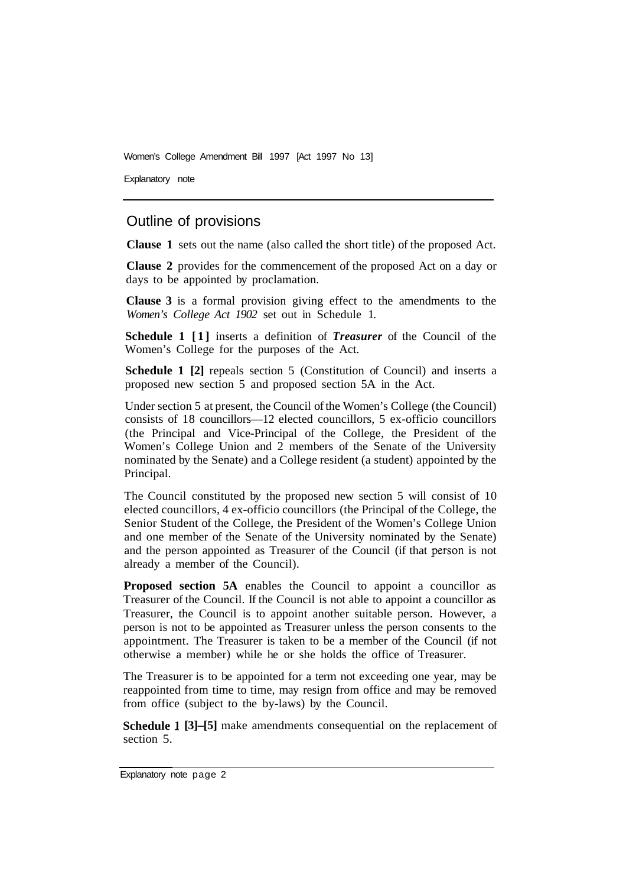## Outline of provisions

**Clause 1** sets out the name (also called the short title) of the proposed Act.

**Clause 2** provides for the commencement of the proposed Act on a day or days to be appointed by proclamation.

**Clause 3** is a formal provision giving effect to the amendments to the *Women's College Act 1902* set out in Schedule 1.

**Schedule 1 [1]** inserts a definition of ***Treasurer*** of the Council of the Women's College for the purposes of the Act.

**Schedule 1 [2]** repeals section 5 (Constitution of Council) and inserts a proposed new section 5 and proposed section 5A in the Act.

Under section 5 at present, the Council of the Women's College (the Council) consists of 18 councillors—12 elected councillors, 5 ex-officio councillors (the Principal and Vice-Principal of the College, the President of the Women's College Union and 2 members of the Senate of the University nominated by the Senate) and a College resident (a student) appointed by the Principal.

The Council constituted by the proposed new section 5 will consist of 10 elected councillors, 4 ex-officio councillors (the Principal of the College, the Senior Student of the College, the President of the Women's College Union and one member of the Senate of the University nominated by the Senate) and the person appointed as Treasurer of the Council (if that person is not already a member of the Council).

**Proposed section 5A** enables the Council to appoint a councillor as Treasurer of the Council. If the Council is not able to appoint a councillor as Treasurer, the Council is to appoint another suitable person. However, a person is not to be appointed as Treasurer unless the person consents to the appointment. The Treasurer is taken to be a member of the Council (if not otherwise a member) while he or she holds the office of Treasurer.

The Treasurer is to be appointed for a term not exceeding one year, may be reappointed from time to time, may resign from office and may be removed from office (subject to the by-laws) by the Council.

**Schedule 1 [3]–[5]** make amendments consequential on the replacement of section 5.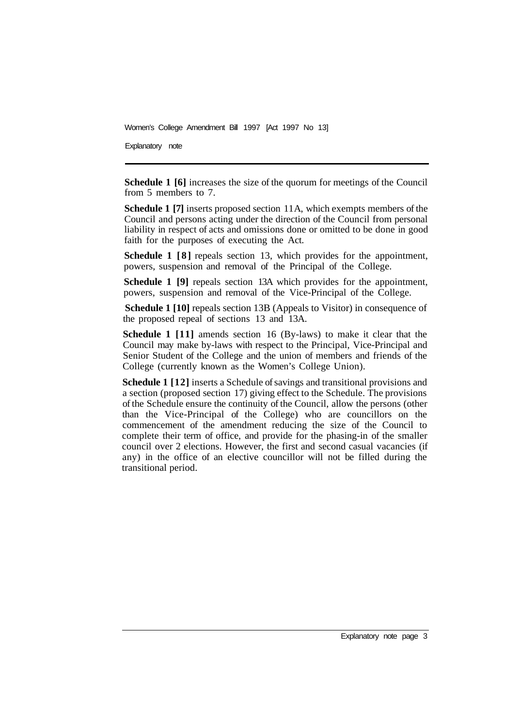**Schedule 1 [6]** increases the size of the quorum for meetings of the Council from 5 members to 7.

**Schedule 1 [7]** inserts proposed section 11A, which exempts members of the Council and persons acting under the direction of the Council from personal liability in respect of acts and omissions done or omitted to be done in good faith for the purposes of executing the Act.

**Schedule 1 [8]** repeals section 13, which provides for the appointment, powers, suspension and removal of the Principal of the College.

**Schedule 1 [9]** repeals section 13A which provides for the appointment, powers, suspension and removal of the Vice-Principal of the College.

**Schedule 1 [10]** repeals section 13B (Appeals to Visitor) in consequence of the proposed repeal of sections 13 and 13A.

**Schedule 1 [11]** amends section 16 (By-laws) to make it clear that the Council may make by-laws with respect to the Principal, Vice-Principal and Senior Student of the College and the union of members and friends of the College (currently known as the Women's College Union).

**Schedule 1 [12]** inserts a Schedule of savings and transitional provisions and a section (proposed section 17) giving effect to the Schedule. The provisions of the Schedule ensure the continuity of the Council, allow the persons (other than the Vice-Principal of the College) who are councillors on the commencement of the amendment reducing the size of the Council to complete their term of office, and provide for the phasing-in of the smaller council over 2 elections. However, the first and second casual vacancies (if any) in the office of an elective councillor will not be filled during the transitional period.